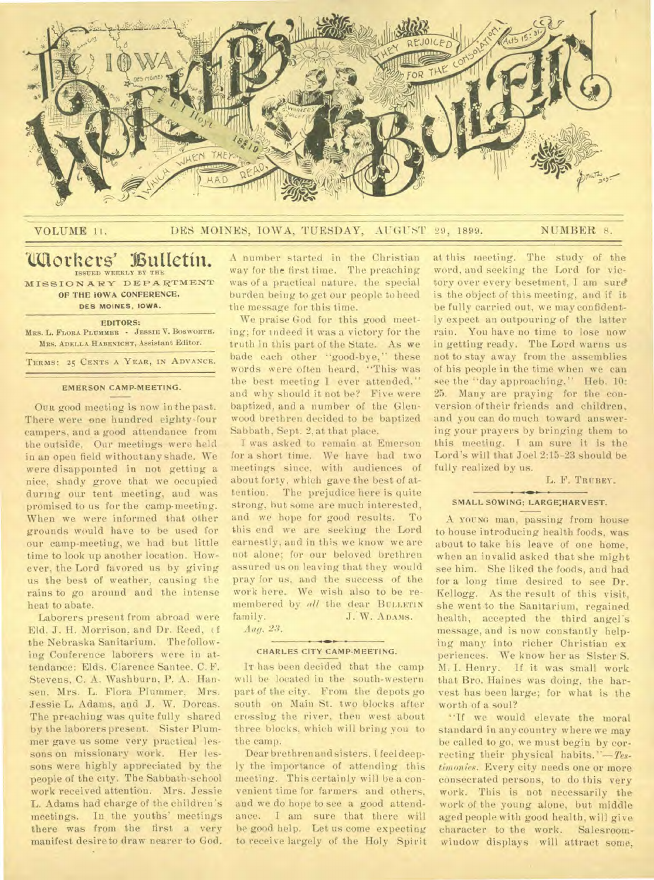# Iowa Workers' Bulletin

VOLUME 11. DES MOINES, IOWA, TUESDAY, AUGUST 29, 1899. NUMBER 8.

## Workers' Bulletin.

ISSUED WEEKLY BY THE
MISSIONARY DEPARTMENT
OF THE IOWA CONFERENCE,
DES MOINES, IOWA.

EDITORS:
MRS. L. FLORA PLUMMER - JESSIE V. BOSWORTH.
MRS. ADELLA HABENICHT, Assistant Editor.

TERMS: 25 CENTS A YEAR, IN ADVANCE.

### EMERSON CAMP-MEETING.

OUR good meeting is now in the past. There were one hundred eighty-four campers, and a good attendance from the outside. Our meetings were held in an open field without any shade. We were disappointed in not getting a nice, shady grove that we occupied during our tent meeting, and was promised to us for the camp-meeting. When we were informed that other grounds would have to be used for our camp-meeting, we had but little time to look up another location. However, the Lord favored us by giving us the best of weather, causing the rains to go around and the intense heat to abate.

Laborers present from abroad were Eld. J. H. Morrison, and Dr. Reed, of the Nebraska Sanitarium. The following Conference laborers were in attendance: Elds. Clarence Santee, C. F. Stevens, C. A. Washburn, P. A. Hansen, Mrs. L. Flora Plummer, Mrs. Jessie L. Adams, and J. W. Dorcas. The preaching was quite fully shared by the laborers present. Sister Plummer gave us some very practical lessons on missionary work. Her lessons were highly appreciated by the people of the city. The Sabbath-school work received attention. Mrs. Jessie L. Adams had charge of the children's meetings. In the youths' meetings there was from the first a very manifest desire to draw nearer to God. A number started in the Christian way for the first time. The preaching was of a practical nature, the special burden being to get our people to heed the message for this time.

We praise God for this good meeting; for indeed it was a victory for the truth in this part of the State. As we bade each other "good-bye," these words were often heard, "This was the best meeting I ever attended," and why should it not be? Five were baptized, and a number of the Glenwood brethren decided to be baptized Sabbath, Sept. 2, at that place.

I was asked to remain at Emerson for a short time. We have had two meetings since, with audiences of about forty, which gave the best of attention. The prejudice here is quite strong, but some are much interested, and we hope for good results. To this end we are seeking the Lord earnestly, and in this we know we are not alone; for our beloved brethren assured us on leaving that they would pray for us, and the success of the work here. We wish also to be remembered by *all* the dear BULLETIN family. J. W. ADAMS.

*Aug. 23.*

### CHARLES CITY CAMP-MEETING.

IT has been decided that the camp will be located in the south-western part of the city. From the depots go south on Main St. two blocks after crossing the river, then west about three blocks, which will bring you to the camp.

Dear brethren and sisters, I feel deeply the importance of attending this meeting. This certainly will be a convenient time for farmers and others, and we do hope to see a good attendance. I am sure that there will be good help. Let us come expecting to receive largely of the Holy Spirit at this meeting. The study of the word, and seeking the Lord for victory over every besetment, I am sure is the object of this meeting, and if it be fully carried out, we may confidently expect an outpouring of the latter rain. You have no time to lose now in getting ready. The Lord warns us not to stay away from the assemblies of his people in the time when we can see the "day approaching." Heb. 10: 25. Many are praying for the conversion of their friends and children, and you can do much toward answering your prayers by bringing them to this meeting. I am sure it is the Lord's will that Joel 2:15-23 should be fully realized by us.

L. F. TRUBEY.

### SMALL SOWING; LARGE HARVEST.

A YOUNG man, passing from house to house introducing health foods, was about to take his leave of one home, when an invalid asked that she might see him. She liked the foods, and had for a long time desired to see Dr. Kellogg. As the result of this visit, she went to the Sanitarium, regained health, accepted the third angel's message, and is now constantly helping many into richer Christian experiences. We know her as Sister S. M. I. Henry. If it was small work that Bro. Haines was doing, the harvest has been large; for what is the worth of a soul?

"If we would elevate the moral standard in any country where we may be called to go, we must begin by correcting their physical habits."—*Testimonies.* Every city needs one or more consecrated persons, to do this very work. This is not necessarily the work of the young alone, but middle aged people with good health, will give character to the work. Salesroom-window displays will attract some,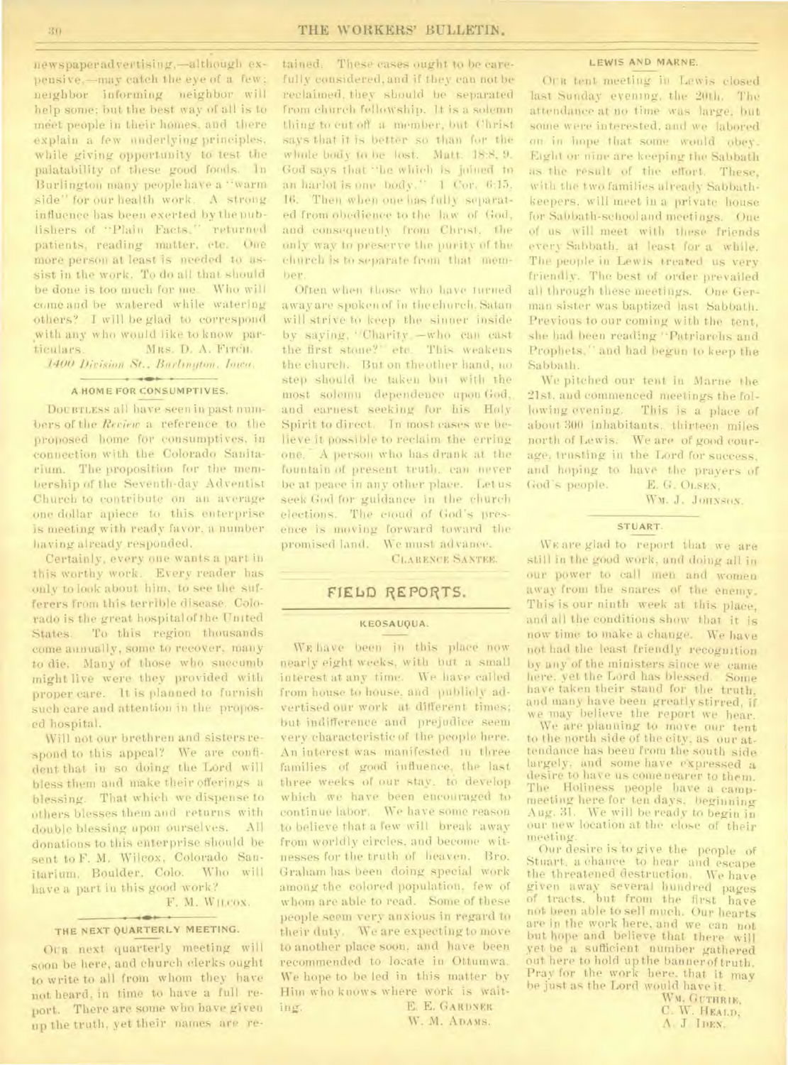newspaper advertising,—although expensive,—may catch the eye of a few; neighbor informing neighbor will help some; but the best way of all is to meet people in their homes, and there explain a few underlying principles, while giving opportunity to test the palatability of these good foods. In Burlington many people have a "warm side" for our health work. A strong influence has been exerted by the publishers of "Plain Facts," returned patients, reading matter, etc. One more person at least is needed to assist in the work. To do all that should be done is too much for me. Who will come and be watered while watering others? I will be glad to correspond with any who would like to know particulars.

MRS. D. A. FITCH.

*1400 Division St., Burlington, Iowa.*

### A HOME FOR CONSUMPTIVES.

DOUBTLESS all have seen in past numbers of the *Review* a reference to the proposed home for consumptives, in connection with the Colorado Sanitarium. The proposition for the membership of the Seventh-day Adventist Church to contribute on an average one dollar apiece to this enterprise is meeting with ready favor, a number having already responded.

Certainly, every one wants a part in this worthy work. Every reader has only to look about him, to see the sufferers from this terrible disease. Colorado is the great hospital of the United States. To this region thousands come annually, some to recover, many to die. Many of those who succumb might live were they provided with proper care. It is planned to furnish such care and attention in the proposed hospital.

Will not our brethren and sisters respond to this appeal? We are confident that in so doing the Lord will bless them and make their offerings a blessing. That which we dispense to others blesses them and returns with double blessing upon ourselves. All donations to this enterprise should be sent to F. M. Wilcox, Colorado Sanitarium, Boulder, Colo. Who will have a part in this good work?

F. M. WILCOX.

### THE NEXT QUARTERLY MEETING.

OUR next quarterly meeting will soon be here, and church clerks ought to write to all from whom they have not heard, in time to have a full report. There are some who have given up the truth, yet their names are retained. These cases ought to be carefully considered, and if they can not be reclaimed, they should be separated from church fellowship. It is a solemn thing to cut off a member, but Christ says that it is better so than for the whole body to be lost. Matt. 18:8, 9. God says that "he which is joined to an harlot is one body." 1 Cor. 6:15, 16. Then when one has fully separated from obedience to the law of God, and consequently from Christ, the only way to preserve the purity of the church is to separate from that member.

Often when those who have turned away are spoken of in the church, Satan will strive to keep the sinner inside by saying, "Charity,—who can cast the first stone?" etc. This weakens the church. But on the other hand, no step should be taken but with the most solemn dependence upon God, and earnest seeking for his Holy Spirit to direct. In most cases we believe it possible to reclaim the erring one. A person who has drank at the fountain of present truth, can never be at peace in any other place. Let us seek God for guidance in the church elections. The cloud of God's presence is moving forward toward the promised land. We must advance.

CLARENCE SANTEE.

## FIELD REPORTS.

### KEOSAUQUA.

WE have been in this place now nearly eight weeks, with but a small interest at any time. We have called from house to house, and publicly advertised our work at different times; but indifference and prejudice seem very characteristic of the people here. An interest was manifested in three families of good influence, the last three weeks of our stay, to develop which we have been encouraged to continue labor. We have some reason to believe that a few will break away from worldly circles, and become witnesses for the truth of heaven. Bro. Graham has been doing special work among the colored population, few of whom are able to read. Some of these people seem very anxious in regard to their duty. We are expecting to move to another place soon, and have been recommended to locate in Ottumwa. We hope to be led in this matter by Him who knows where work is waiting.

E. E. GARDNER,
W. M. ADAMS.

### LEWIS AND MARNE.

OUR tent meeting in Lewis closed last Sunday evening, the 20th. The attendance at no time was large, but some were interested, and we labored on in hope that some would obey. Eight or nine are keeping the Sabbath as the result of the effort. These, with the two families already Sabbath-keepers, will meet in a private house for Sabbath-school and meetings. One of us will meet with these friends every Sabbath, at least for a while. The people in Lewis treated us very friendly. The best of order prevailed all through these meetings. One German sister was baptized last Sabbath. Previous to our coming with the tent, she had been reading "Patriarchs and Prophets," and had begun to keep the Sabbath.

We pitched our tent in Marne the 21st, and commenced meetings the following evening. This is a place of about 300 inhabitants, thirteen miles north of Lewis. We are of good courage, trusting in the Lord for success, and hoping to have the prayers of God's people.

E. G. OLSEN,
WM. J. JOHNSON.

### STUART.

WE are glad to report that we are still in the good work, and doing all in our power to call men and women away from the snares of the enemy. This is our ninth week at this place, and all the conditions show that it is now time to make a change. We have not had the least friendly recognition by any of the ministers since we came here, yet the Lord has blessed. Some have taken their stand for the truth, and many have been greatly stirred, if we may believe the report we hear.

We are planning to move our tent to the north side of the city, as our attendance has been from the south side largely, and some have expressed a desire to have us come nearer to them. The Holiness people have a camp-meeting here for ten days, beginning Aug. 31. We will be ready to begin in our new location at the close of their meeting.

Our desire is to give the people of Stuart a chance to hear and escape the threatened destruction. We have given away several hundred pages of tracts, but from the first have not been able to sell much. Our hearts are in the work here, and we can not but hope and believe that there will yet be a sufficient number gathered out here to hold up the banner of truth. Pray for the work here, that it may be just as the Lord would have it.

WM. GUTHRIE,
C. W. HEALD,
A. J. IDEN.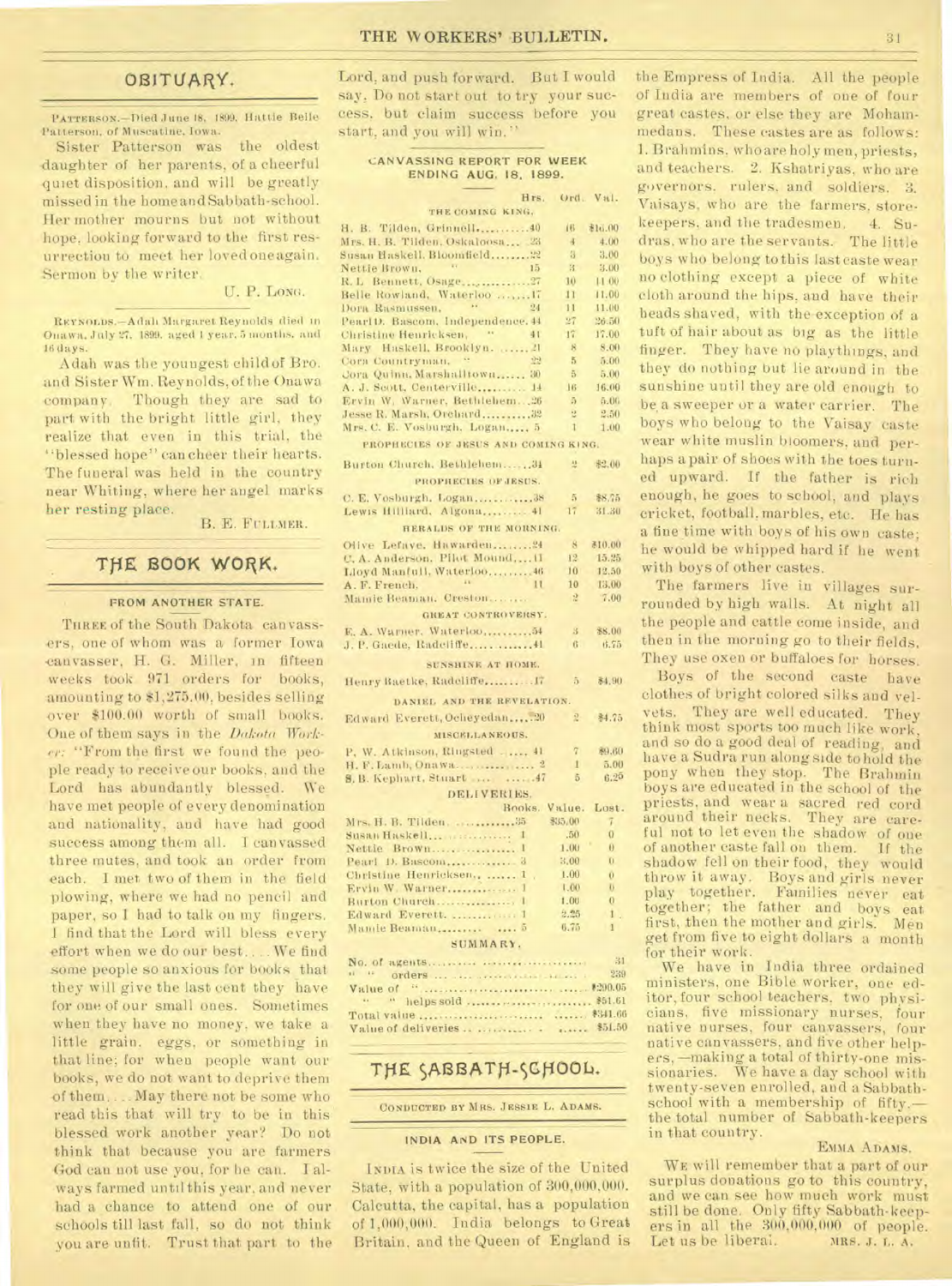## OBITUARY.

PATTERSON.—Died June 18, 1899, Hattie Belle Patterson, of Muscatine, Iowa.

Sister Patterson was the oldest daughter of her parents, of a cheerful quiet disposition, and will be greatly missed in the home and Sabbath-school. Her mother mourns but not without hope, looking forward to the first resurrection to meet her loved one again. Sermon by the writer.

U. P. LONG.

REYNOLDS.—Adah Margaret Reynolds died in Onawa, July 27, 1899, aged 1 year, 5 months, and 16 days.

Adah was the youngest child of Bro. and Sister Wm. Reynolds, of the Onawa company. Though they are sad to part with the bright little girl, they realize that even in this trial, the "blessed hope" can cheer their hearts. The funeral was held in the country near Whiting, where her angel marks her resting place.

B. E. FULLMER.

## THE BOOK WORK.

### FROM ANOTHER STATE.

THREE of the South Dakota canvassers, one of whom was a former Iowa canvasser, H. G. Miller, in fifteen weeks took 971 orders for books, amounting to $1,275.00, besides selling over $100.00 worth of small books. One of them says in the *Dakota Worker*: "From the first we found the people ready to receive our books, and the Lord has abundantly blessed. We have met people of every denomination and nationality, and have had good success among them all. I canvassed three mutes, and took an order from each. I met two of them in the field plowing, where we had no pencil and paper, so I had to talk on my fingers. I find that the Lord will bless every effort when we do our best. . . . We find some people so anxious for books that they will give the last cent they have for one of our small ones. Sometimes when they have no money, we take a little grain, eggs, or something in that line; for when people want our books, we do not want to deprive them of them. . . . May there not be some who read this that will try to be in this blessed work another year? Do not think that because you are farmers God can not use you, for he can. I always farmed until this year, and never had a chance to attend one of our schools till last fall, so do not think you are unfit. Trust that part to the Lord, and push forward. But I would say, Do not start out to try your success, but claim success before you start, and you will win."

### CANVASSING REPORT FOR WEEK ENDING AUG. 18, 1899.

| | Hrs. | Ord. | Val. |
|---|---|---|---|
| THE COMING KING. | | | |
| H. B. Tilden, Grinnell | 40 | 16 | $16.00 |
| Mrs. H. B. Tilden, Oskaloosa | 23 | 4 | 4.00 |
| Susan Haskell, Bloomfield | 22 | 3 | 3.00 |
| Nettie Brown, " | 15 | 3 | 3.00 |
| R. L. Bennett, Osage | 27 | 10 | 11.00 |
| Belle Rowland, Waterloo | 17 | 11 | 11.00 |
| Dora Rasmussen, " | 24 | 11 | 11.00 |
| Pearl D. Bascom, Independence | 44 | 27 | 26.50 |
| Christine Henricksen, " | 41 | 17 | 17.00 |
| Mary Haskell, Brooklyn | 21 | 8 | 8.00 |
| Cora Countryman, " | 22 | 5 | 5.00 |
| Cora Quinn, Marshalltown | 30 | 5 | 5.00 |
| A. J. Scott, Centerville | 14 | 16 | 16.00 |
| Ervin W. Warner, Bethlehem | 26 | 5 | 5.00 |
| Jesse R. Marsh, Orchard | 32 | 2 | 2.50 |
| Mrs. C. E. Vosburgh, Logan | 5 | 1 | 1.00 |
| PROPHECIES OF JESUS AND COMING KING. | | | |
| Burton Church, Bethlehem | 34 | 2 | $2.00 |
| PROPHECIES OF JESUS. | | | |
| C. E. Vosburgh, Logan | 38 | 5 | $8.75 |
| Lewis Hilliard, Algona | 41 | 17 | 31.30 |
| HERALDS OF THE MORNING. | | | |
| Olive Lefavre, Hawarden | 24 | 8 | $10.00 |
| C. A. Anderson, Pilot Mound | 11 | 12 | 15.25 |
| Lloyd Manfull, Waterloo | 46 | 10 | 12.50 |
| A. F. French, " | 11 | 10 | 13.00 |
| Mamie Beaman, Creston | | 2 | 7.00 |
| GREAT CONTROVERSY. | | | |
| E. A. Warner, Waterloo | 54 | 3 | $8.00 |
| J. P. Gaede, Radcliffe | 41 | 6 | 6.75 |
| SUNSHINE AT HOME. | | | |
| Henry Baetke, Radcliffe | 17 | 5 | $4.90 |
| DANIEL AND THE REVELATION. | | | |
| Edward Everett, Ocheyedan | 20 | 2 | $4.75 |
| MISCELLANEOUS. | | | |
| P. W. Atkinson, Ringsted | 41 | 7 | $9.60 |
| H. F. Lamb, Onawa | 2 | 1 | 5.00 |
| S. B. Kephart, Stuart | 47 | 5 | 6.25 |

DELIVERIES.

| | Books. | Value. | Lost. |
|---|---|---|---|
| Mrs. H. B. Tilden | 35 | $35.00 | 7 |
| Susan Haskell | 1 | .50 | 0 |
| Nettie Brown | 1 | 1.00 | 0 |
| Pearl D. Bascom | 3 | 3.00 | 0 |
| Christine Henricksen | 1 | 1.00 | 0 |
| Ervin W. Warner | 1 | 1.00 | 0 |
| Burton Church | 1 | 1.00 | 0 |
| Edward Everett | 1 | 2.25 | 1 |
| Mamie Beaman | 5 | 6.75 | 1 |

SUMMARY.

| | |
|---|---|
| No. of agents | 31 |
| " " orders | 239 |
| Value of " | $290.05 |
| " " helps sold | $51.61 |
| Total value | $341.66 |
| Value of deliveries | $51.50 |

## THE SABBATH-SCHOOL.

CONDUCTED BY MRS. JESSIE L. ADAMS.

### INDIA AND ITS PEOPLE.

INDIA is twice the size of the United State, with a population of 300,000,000. Calcutta, the capital, has a population of 1,000,000. India belongs to Great Britain, and the Queen of England is the Empress of India. All the people of India are members of one of four great castes, or else they are Mohammedans. These castes are as follows: 1. Brahmins, who are holy men, priests, and teachers. 2. Kshatriyas, who are governors, rulers, and soldiers. 3. Vaisays, who are the farmers, storekeepers, and the tradesmen. 4. Sudras, who are the servants. The little boys who belong to this last caste wear no clothing except a piece of white cloth around the hips, and have their heads shaved, with the exception of a tuft of hair about as big as the little finger. They have no playthings, and they do nothing but lie around in the sunshine until they are old enough to be a sweeper or a water carrier. The boys who belong to the Vaisay caste wear white muslin bloomers, and perhaps a pair of shoes with the toes turned upward. If the father is rich enough, he goes to school, and plays cricket, football, marbles, etc. He has a fine time with boys of his own caste; he would be whipped hard if he went with boys of other castes.

The farmers live in villages surrounded by high walls. At night all the people and cattle come inside, and then in the morning go to their fields. They use oxen or buffaloes for horses.

Boys of the second caste have clothes of bright colored silks and velvets. They are well educated. They think most sports too much like work, and so do a good deal of reading, and have a Sudra run along side to hold the pony when they stop. The Brahmin boys are educated in the school of the priests, and wear a sacred red cord around their necks. They are careful not to let even the shadow of one of another caste fall on them. If the shadow fell on their food, they would throw it away. Boys and girls never play together. Families never eat together; the father and boys eat first, then the mother and girls. Men get from five to eight dollars a month for their work.

We have in India three ordained ministers, one Bible worker, one editor, four school teachers, two physicians, five missionary nurses, four native nurses, four canvassers, four native canvassers, and five other helpers,—making a total of thirty-one missionaries. We have a day school with twenty-seven enrolled, and a Sabbath-school with a membership of fifty,—the total number of Sabbath-keepers in that country.

EMMA ADAMS.

WE will remember that a part of our surplus donations go to this country, and we can see how much work must still be done. Only fifty Sabbath-keepers in all the 300,000,000 of people. Let us be liberal.

MRS. J. L. A.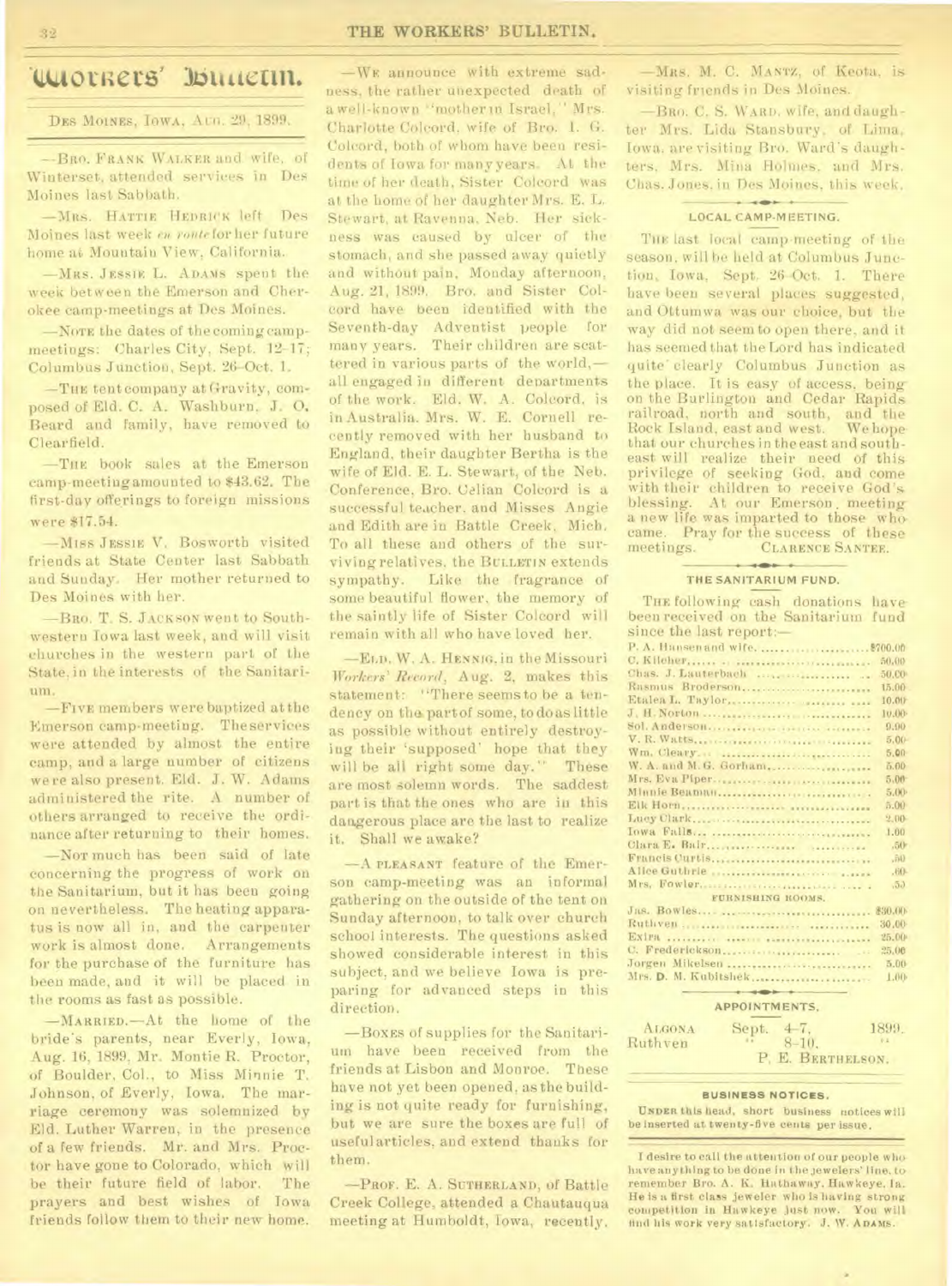# Workers' Bulletin.

DES MOINES, IOWA, AUG. 29, 1899.

—BRO. FRANK WALKER and wife, of Winterset, attended services in Des Moines last Sabbath.

—MRS. HATTIE HEDRICK left Des Moines last week *en route* for her future home at Mountain View, California.

—MRS. JESSIE L. ADAMS spent the week between the Emerson and Cherokee camp-meetings at Des Moines.

—NOTE the dates of the coming camp-meetings: Charles City, Sept. 12–17; Columbus Junction, Sept. 26–Oct. 1.

—THE tent company at Gravity, composed of Eld. C. A. Washburn, J. O. Beard and family, have removed to Clearfield.

—THE book sales at the Emerson camp-meeting amounted to $43.62. The first-day offerings to foreign missions were $17.54.

—MISS JESSIE V. Bosworth visited friends at State Center last Sabbath and Sunday. Her mother returned to Des Moines with her.

—BRO. T. S. JACKSON went to Southwestern Iowa last week, and will visit churches in the western part of the State, in the interests of the Sanitarium.

—FIVE members were baptized at the Emerson camp-meeting. The services were attended by almost the entire camp, and a large number of citizens were also present. Eld. J. W. Adams administered the rite. A number of others arranged to receive the ordinance after returning to their homes.

—NOT much has been said of late concerning the progress of work on the Sanitarium, but it has been going on nevertheless. The heating apparatus is now all in, and the carpenter work is almost done. Arrangements for the purchase of the furniture have been made, and it will be placed in the rooms as fast as possible.

—MARRIED.—At the home of the bride's parents, near Everly, Iowa, Aug. 16, 1899, Mr. Montie R. Proctor, of Boulder, Col., to Miss Minnie T. Johnson, of Everly, Iowa. The marriage ceremony was solemnized by Eld. Luther Warren, in the presence of a few friends. Mr. and Mrs. Proctor have gone to Colorado, which will be their future field of labor. The prayers and best wishes of Iowa friends follow them to their new home.

—WE announce with extreme sadness, the rather unexpected death of a well-known "mother in Israel," Mrs. Charlotte Colcord, wife of Bro. I. G. Colcord, both of whom have been residents of Iowa for many years. At the time of her death, Sister Colcord was at the home of her daughter Mrs. E. L. Stewart, at Ravenna, Neb. Her sickness was caused by ulcer of the stomach, and she passed away quietly and without pain, Monday afternoon, Aug. 21, 1899. Bro. and Sister Colcord have been identified with the Seventh-day Adventist people for many years. Their children are scattered in various parts of the world,—all engaged in different departments of the work. Eld. W. A. Colcord, is in Australia. Mrs. W. E. Cornell recently removed with her husband to England, their daughter Bertha is the wife of Eld. E. L. Stewart, of the Neb. Conference, Bro. Celian Colcord is a successful teacher, and Misses Angie and Edith are in Battle Creek, Mich. To all these and others of the surviving relatives, the BULLETIN extends sympathy. Like the fragrance of some beautiful flower, the memory of the saintly life of Sister Colcord will remain with all who have loved her.

—ELD. W. A. HENNIG, in the Missouri *Workers' Record*, Aug. 2, makes this statement: "There seems to be a tendency on the part of some, to do as little as possible without entirely destroying their 'supposed' hope that they will be all right some day." These are most solemn words. The saddest part is that the ones who are in this dangerous place are the last to realize it. Shall we awake?

—A PLEASANT feature of the Emerson camp-meeting was an informal gathering on the outside of the tent on Sunday afternoon, to talk over church school interests. The questions asked showed considerable interest in this subject, and we believe Iowa is preparing for advanced steps in this direction.

—BOXES of supplies for the Sanitarium have been received from the friends at Lisbon and Monroe. These have not yet been opened, as the building is not quite ready for furnishing, but we are sure the boxes are full of useful articles, and extend thanks for them.

—PROF. E. A. SUTHERLAND, of Battle Creek College, attended a Chautauqua meeting at Humboldt, Iowa, recently.

—MRS. M. C. MANTZ, of Keota, is visiting friends in Des Moines.

—BRO. C. S. WARD, wife, and daughter Mrs. Lida Stansbury, of Lima, Iowa, are visiting Bro. Ward's daughters, Mrs. Mina Holmes, and Mrs. Chas. Jones, in Des Moines, this week.

## LOCAL CAMP-MEETING.

THE last local camp-meeting of the season, will be held at Columbus Junction, Iowa, Sept. 26–Oct. 1. There have been several places suggested, and Ottumwa was our choice, but the way did not seem to open there, and it has seemed that the Lord has indicated quite clearly Columbus Junction as the place. It is easy of access, being on the Burlington and Cedar Rapids railroad, north and south, and the Rock Island, east and west. We hope that our churches in the east and southeast will realize their need of this privilege of seeking God, and come with their children to receive God's blessing. At our Emerson meeting a new life was imparted to those who came. Pray for the success of these meetings.

CLARENCE SANTEE.

## THE SANITARIUM FUND.

THE following cash donations have been received on the Sanitarium fund since the last report:—

| | |
|---|---|
| P. A. Hansen and wife | $700.00 |
| C. Kileher | 50.00 |
| Chas. J. Lauterbach | 50.00 |
| Rasmus Broderson | 15.00 |
| Etalea L. Taylor | 10.00 |
| J. H. Norton | 10.00 |
| Sol. Anderson | 9.00 |
| V. R. Watts | 5.00 |
| Wm. Cleary | 5.00 |
| W. A. and M. G. Gorham | 5.00 |
| Mrs. Eva Piper | 5.00 |
| Minnie Beaman | 5.00 |
| Elk Horn | 5.00 |
| Lucy Clark | 2.00 |
| Iowa Falls | 1.00 |
| Clara E. Bair | .50 |
| Francis Curtis | .50 |
| Alice Guthrie | .60 |
| Mrs. Fowler | .50 |
| **FURNISHING ROOMS.** | |
| Jas. Bowles | $30.00 |
| Ruthven | 30.00 |
| Extra | 25.00 |
| C. Frederickson | 25.00 |
| Jorgen Mikelsen | 5.00 |
| Mrs. D. M. Kubitshek | 1.00 |

## APPOINTMENTS.

| | | |
|---|---|---|
| ALGONA | Sept. 4–7, | 1899. |
| Ruthven | " 8–10, | " |

P. E. BERTHELSON.

## BUSINESS NOTICES.

UNDER this head, short business notices will be inserted at twenty-five cents per issue.

I desire to call the attention of our people who have anything to be done in the jewelers' line, to remember Bro. A. K. Hathaway, Hawkeye, Ia. He is a first class jeweler who is having strong competition in Hawkeye just now. You will find his work very satisfactory. J. W. ADAMS.